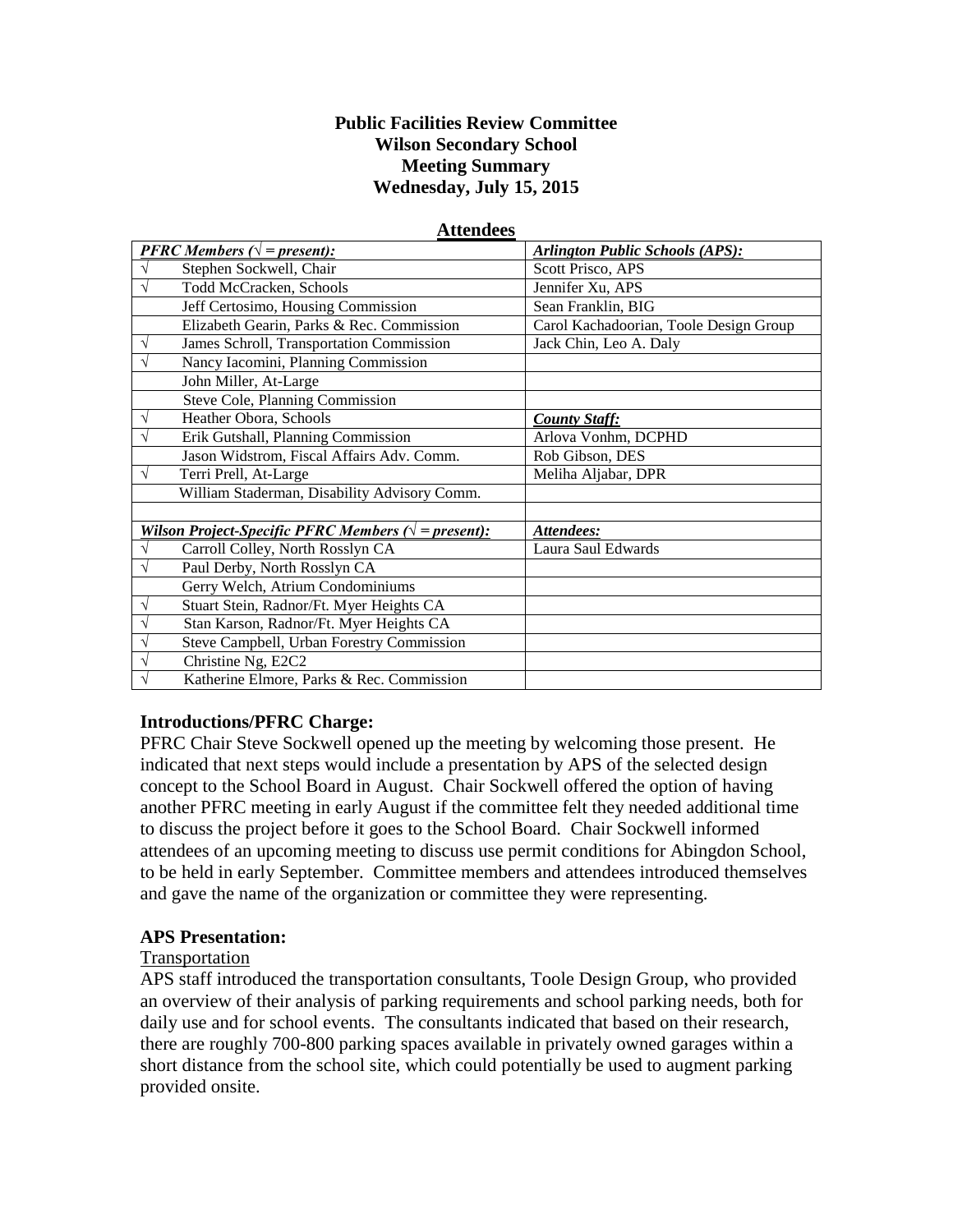**Public Facilities Review Committee**
**Wilson Secondary School**
**Meeting Summary**
**Wednesday, July 15, 2015**

**Attendees**

| ***PFRC Members (√ = present):*** | | ***Arlington Public Schools (APS):*** |
|---|---|---|
| √ | Stephen Sockwell, Chair | Scott Prisco, APS |
| √ | Todd McCracken, Schools | Jennifer Xu, APS |
| | Jeff Certosimo, Housing Commission | Sean Franklin, BIG |
| | Elizabeth Gearin, Parks & Rec. Commission | Carol Kachadoorian, Toole Design Group |
| √ | James Schroll, Transportation Commission | Jack Chin, Leo A. Daly |
| √ | Nancy Iacomini, Planning Commission | |
| | John Miller, At-Large | |
| | Steve Cole, Planning Commission | |
| √ | Heather Obora, Schools | ***County Staff:*** |
| √ | Erik Gutshall, Planning Commission | Arlova Vonhm, DCPHD |
| | Jason Widstrom, Fiscal Affairs Adv. Comm. | Rob Gibson, DES |
| √ | Terri Prell, At-Large | Meliha Aljabar, DPR |
| | William Staderman, Disability Advisory Comm. | |
| | | |
| ***Wilson Project-Specific PFRC Members (√ = present):*** | | ***Attendees:*** |
| √ | Carroll Colley, North Rosslyn CA | Laura Saul Edwards |
| √ | Paul Derby, North Rosslyn CA | |
| | Gerry Welch, Atrium Condominiums | |
| √ | Stuart Stein, Radnor/Ft. Myer Heights CA | |
| √ | Stan Karson, Radnor/Ft. Myer Heights CA | |
| √ | Steve Campbell, Urban Forestry Commission | |
| √ | Christine Ng, E2C2 | |
| √ | Katherine Elmore, Parks & Rec. Commission | |

**Introductions/PFRC Charge:**

PFRC Chair Steve Sockwell opened up the meeting by welcoming those present. He indicated that next steps would include a presentation by APS of the selected design concept to the School Board in August. Chair Sockwell offered the option of having another PFRC meeting in early August if the committee felt they needed additional time to discuss the project before it goes to the School Board. Chair Sockwell informed attendees of an upcoming meeting to discuss use permit conditions for Abingdon School, to be held in early September. Committee members and attendees introduced themselves and gave the name of the organization or committee they were representing.

**APS Presentation:**

Transportation

APS staff introduced the transportation consultants, Toole Design Group, who provided an overview of their analysis of parking requirements and school parking needs, both for daily use and for school events. The consultants indicated that based on their research, there are roughly 700-800 parking spaces available in privately owned garages within a short distance from the school site, which could potentially be used to augment parking provided onsite.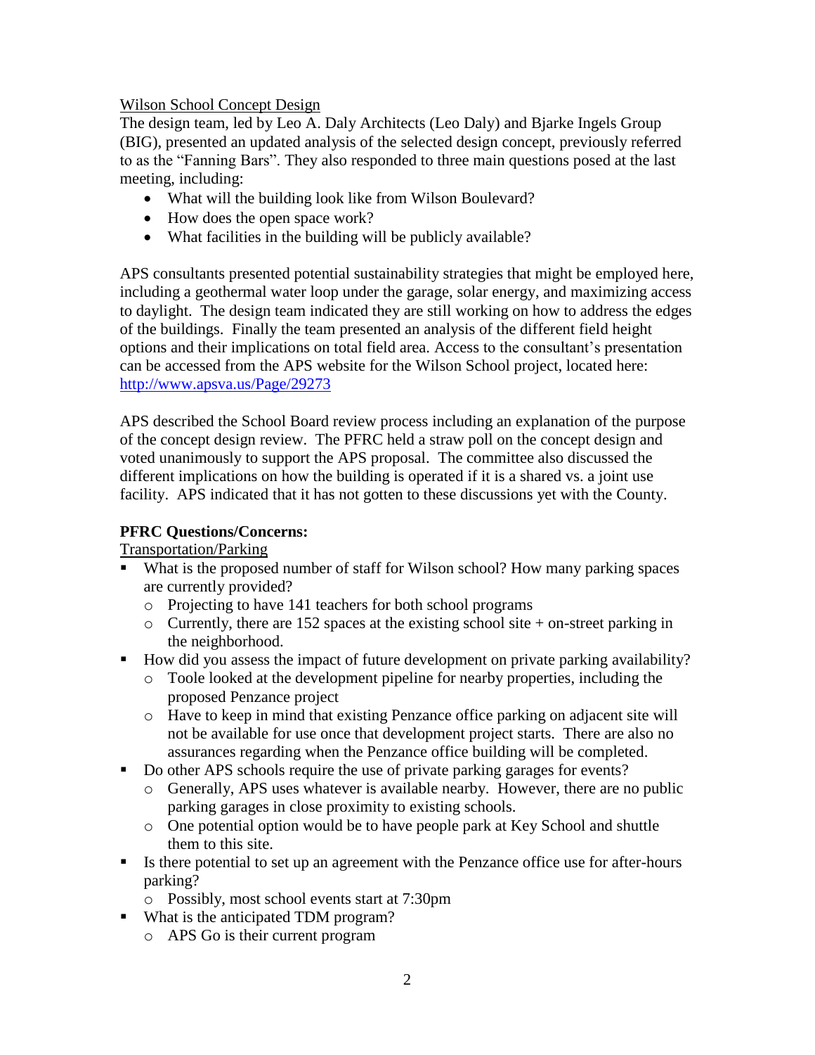Wilson School Concept Design

The design team, led by Leo A. Daly Architects (Leo Daly) and Bjarke Ingels Group (BIG), presented an updated analysis of the selected design concept, previously referred to as the "Fanning Bars". They also responded to three main questions posed at the last meeting, including:

- What will the building look like from Wilson Boulevard?
- How does the open space work?
- What facilities in the building will be publicly available?

APS consultants presented potential sustainability strategies that might be employed here, including a geothermal water loop under the garage, solar energy, and maximizing access to daylight. The design team indicated they are still working on how to address the edges of the buildings. Finally the team presented an analysis of the different field height options and their implications on total field area. Access to the consultant's presentation can be accessed from the APS website for the Wilson School project, located here: http://www.apsva.us/Page/29273

APS described the School Board review process including an explanation of the purpose of the concept design review. The PFRC held a straw poll on the concept design and voted unanimously to support the APS proposal. The committee also discussed the different implications on how the building is operated if it is a shared vs. a joint use facility. APS indicated that it has not gotten to these discussions yet with the County.

**PFRC Questions/Concerns:**

Transportation/Parking

- What is the proposed number of staff for Wilson school? How many parking spaces are currently provided?
  - Projecting to have 141 teachers for both school programs
  - Currently, there are 152 spaces at the existing school site + on-street parking in the neighborhood.
- How did you assess the impact of future development on private parking availability?
  - Toole looked at the development pipeline for nearby properties, including the proposed Penzance project
  - Have to keep in mind that existing Penzance office parking on adjacent site will not be available for use once that development project starts. There are also no assurances regarding when the Penzance office building will be completed.
- Do other APS schools require the use of private parking garages for events?
  - Generally, APS uses whatever is available nearby. However, there are no public parking garages in close proximity to existing schools.
  - One potential option would be to have people park at Key School and shuttle them to this site.
- Is there potential to set up an agreement with the Penzance office use for after-hours parking?
  - Possibly, most school events start at 7:30pm
- What is the anticipated TDM program?
  - APS Go is their current program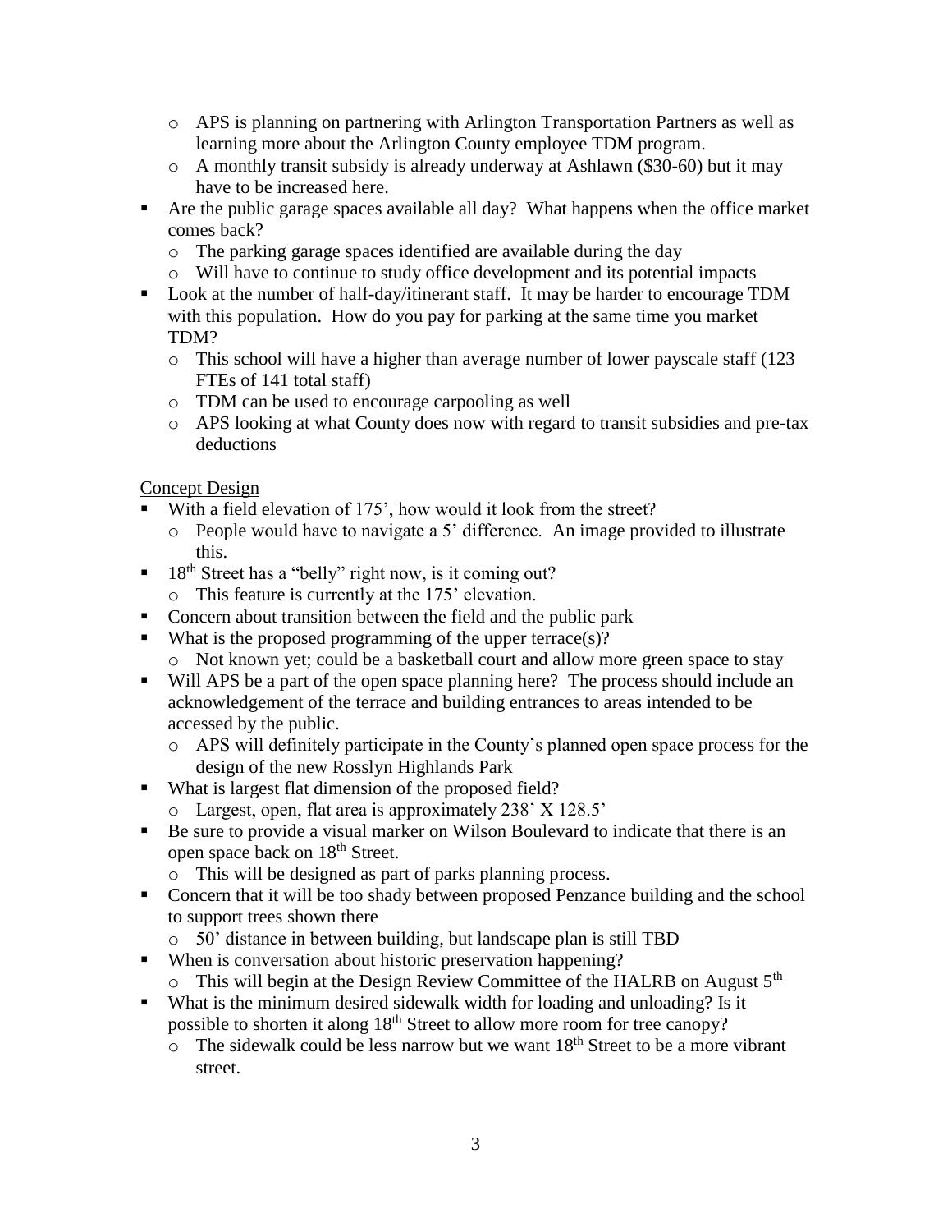- APS is planning on partnering with Arlington Transportation Partners as well as learning more about the Arlington County employee TDM program.
  - A monthly transit subsidy is already underway at Ashlawn ($30-60) but it may have to be increased here.
- Are the public garage spaces available all day? What happens when the office market comes back?
  - The parking garage spaces identified are available during the day
  - Will have to continue to study office development and its potential impacts
- Look at the number of half-day/itinerant staff. It may be harder to encourage TDM with this population. How do you pay for parking at the same time you market TDM?
  - This school will have a higher than average number of lower payscale staff (123 FTEs of 141 total staff)
  - TDM can be used to encourage carpooling as well
  - APS looking at what County does now with regard to transit subsidies and pre-tax deductions

<u>Concept Design</u>

- With a field elevation of 175', how would it look from the street?
  - People would have to navigate a 5' difference. An image provided to illustrate this.
- 18th Street has a "belly" right now, is it coming out?
  - This feature is currently at the 175' elevation.
- Concern about transition between the field and the public park
- What is the proposed programming of the upper terrace(s)?
  - Not known yet; could be a basketball court and allow more green space to stay
- Will APS be a part of the open space planning here? The process should include an acknowledgement of the terrace and building entrances to areas intended to be accessed by the public.
  - APS will definitely participate in the County's planned open space process for the design of the new Rosslyn Highlands Park
- What is largest flat dimension of the proposed field?
  - Largest, open, flat area is approximately 238' X 128.5'
- Be sure to provide a visual marker on Wilson Boulevard to indicate that there is an open space back on 18th Street.
  - This will be designed as part of parks planning process.
- Concern that it will be too shady between proposed Penzance building and the school to support trees shown there
  - 50' distance in between building, but landscape plan is still TBD
- When is conversation about historic preservation happening?
  - This will begin at the Design Review Committee of the HALRB on August 5th
- What is the minimum desired sidewalk width for loading and unloading? Is it possible to shorten it along 18th Street to allow more room for tree canopy?
  - The sidewalk could be less narrow but we want 18th Street to be a more vibrant street.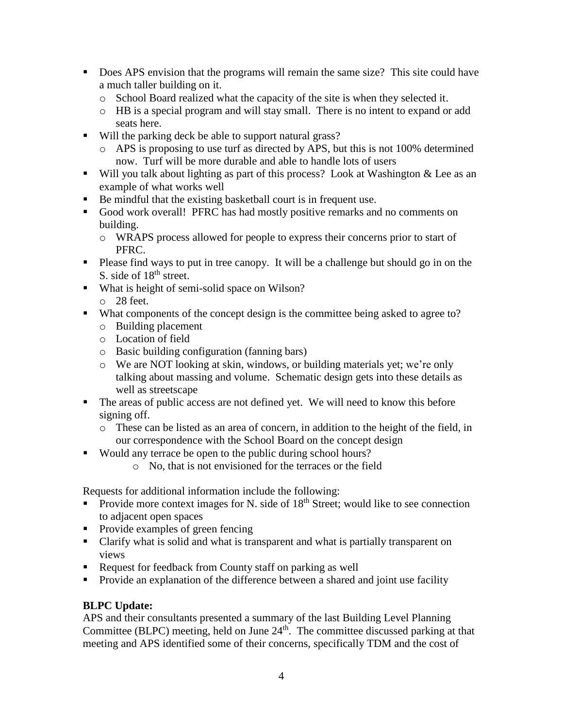- Does APS envision that the programs will remain the same size? This site could have a much taller building on it.
  - School Board realized what the capacity of the site is when they selected it.
  - HB is a special program and will stay small. There is no intent to expand or add seats here.
- Will the parking deck be able to support natural grass?
  - APS is proposing to use turf as directed by APS, but this is not 100% determined now. Turf will be more durable and able to handle lots of users
- Will you talk about lighting as part of this process? Look at Washington & Lee as an example of what works well
- Be mindful that the existing basketball court is in frequent use.
- Good work overall! PFRC has had mostly positive remarks and no comments on building.
  - WRAPS process allowed for people to express their concerns prior to start of PFRC.
- Please find ways to put in tree canopy. It will be a challenge but should go in on the S. side of 18th street.
- What is height of semi-solid space on Wilson?
  - 28 feet.
- What components of the concept design is the committee being asked to agree to?
  - Building placement
  - Location of field
  - Basic building configuration (fanning bars)
  - We are NOT looking at skin, windows, or building materials yet; we're only talking about massing and volume. Schematic design gets into these details as well as streetscape
- The areas of public access are not defined yet. We will need to know this before signing off.
  - These can be listed as an area of concern, in addition to the height of the field, in our correspondence with the School Board on the concept design
- Would any terrace be open to the public during school hours?
  - No, that is not envisioned for the terraces or the field

Requests for additional information include the following:

- Provide more context images for N. side of 18th Street; would like to see connection to adjacent open spaces
- Provide examples of green fencing
- Clarify what is solid and what is transparent and what is partially transparent on views
- Request for feedback from County staff on parking as well
- Provide an explanation of the difference between a shared and joint use facility

**BLPC Update:**

APS and their consultants presented a summary of the last Building Level Planning Committee (BLPC) meeting, held on June 24th. The committee discussed parking at that meeting and APS identified some of their concerns, specifically TDM and the cost of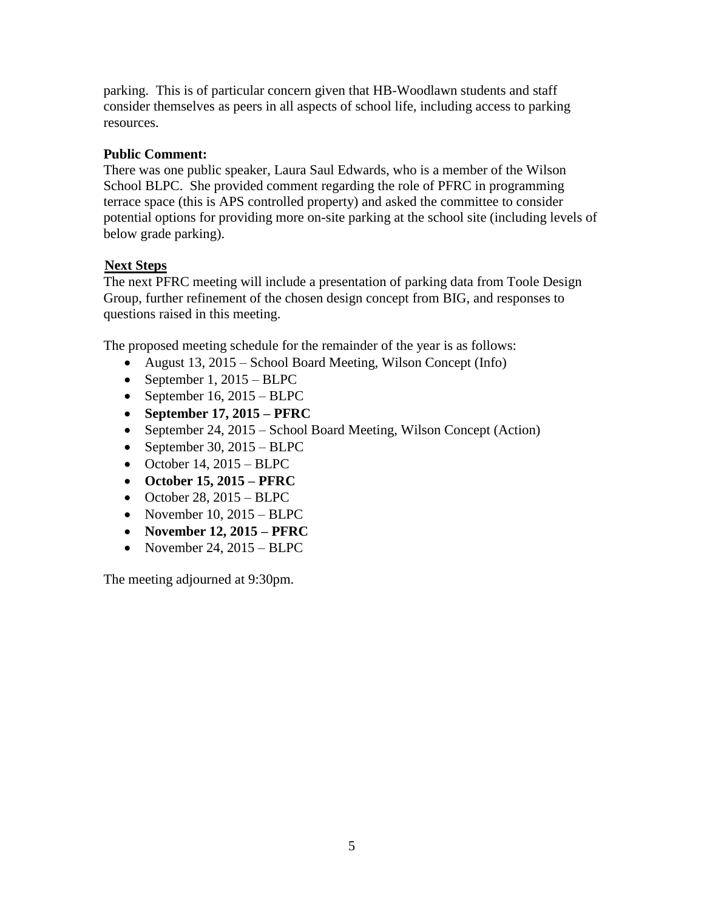parking. This is of particular concern given that HB-Woodlawn students and staff consider themselves as peers in all aspects of school life, including access to parking resources.

**Public Comment:**
There was one public speaker, Laura Saul Edwards, who is a member of the Wilson School BLPC. She provided comment regarding the role of PFRC in programming terrace space (this is APS controlled property) and asked the committee to consider potential options for providing more on-site parking at the school site (including levels of below grade parking).

**Next Steps**
The next PFRC meeting will include a presentation of parking data from Toole Design Group, further refinement of the chosen design concept from BIG, and responses to questions raised in this meeting.

The proposed meeting schedule for the remainder of the year is as follows:

- August 13, 2015 – School Board Meeting, Wilson Concept (Info)
- September 1, 2015 – BLPC
- September 16, 2015 – BLPC
- **September 17, 2015 – PFRC**
- September 24, 2015 – School Board Meeting, Wilson Concept (Action)
- September 30, 2015 – BLPC
- October 14, 2015 – BLPC
- **October 15, 2015 – PFRC**
- October 28, 2015 – BLPC
- November 10, 2015 – BLPC
- **November 12, 2015 – PFRC**
- November 24, 2015 – BLPC

The meeting adjourned at 9:30pm.